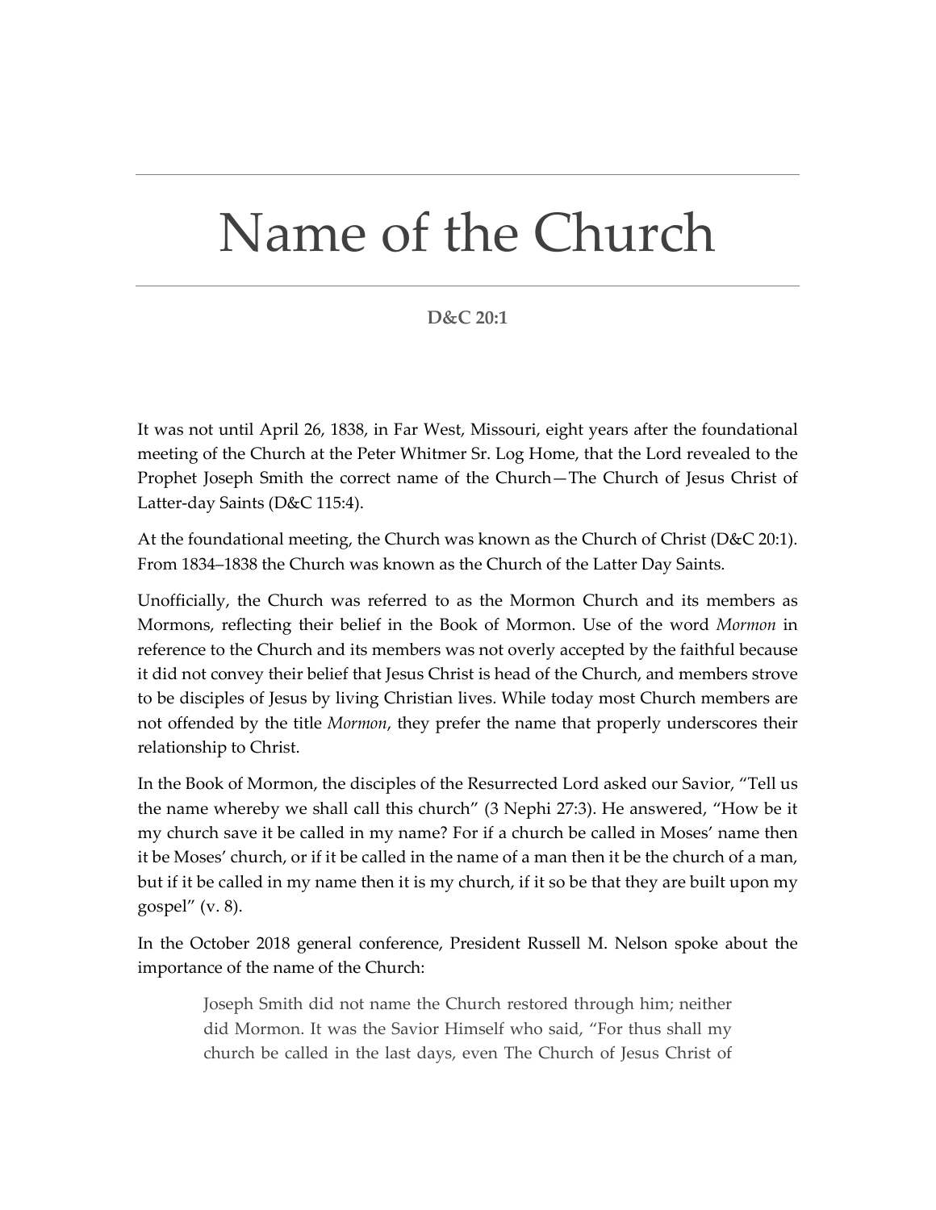# Name of the Church

**D&C 20:1**

It was not until April 26, 1838, in Far West, Missouri, eight years after the foundational meeting of the Church at the Peter Whitmer Sr. Log Home, that the Lord revealed to the Prophet Joseph Smith the correct name of the Church—The Church of Jesus Christ of Latter-day Saints (D&C 115:4).

At the foundational meeting, the Church was known as the Church of Christ (D&C 20:1). From 1834–1838 the Church was known as the Church of the Latter Day Saints.

Unofficially, the Church was referred to as the Mormon Church and its members as Mormons, reflecting their belief in the Book of Mormon. Use of the word *Mormon* in reference to the Church and its members was not overly accepted by the faithful because it did not convey their belief that Jesus Christ is head of the Church, and members strove to be disciples of Jesus by living Christian lives. While today most Church members are not offended by the title *Mormon*, they prefer the name that properly underscores their relationship to Christ.

In the Book of Mormon, the disciples of the Resurrected Lord asked our Savior, "Tell us the name whereby we shall call this church" (3 Nephi 27:3). He answered, "How be it my church save it be called in my name? For if a church be called in Moses' name then it be Moses' church, or if it be called in the name of a man then it be the church of a man, but if it be called in my name then it is my church, if it so be that they are built upon my gospel" (v. 8).

In the October 2018 general conference, President Russell M. Nelson spoke about the importance of the name of the Church:

> Joseph Smith did not name the Church restored through him; neither did Mormon. It was the Savior Himself who said, "For thus shall my church be called in the last days, even The Church of Jesus Christ of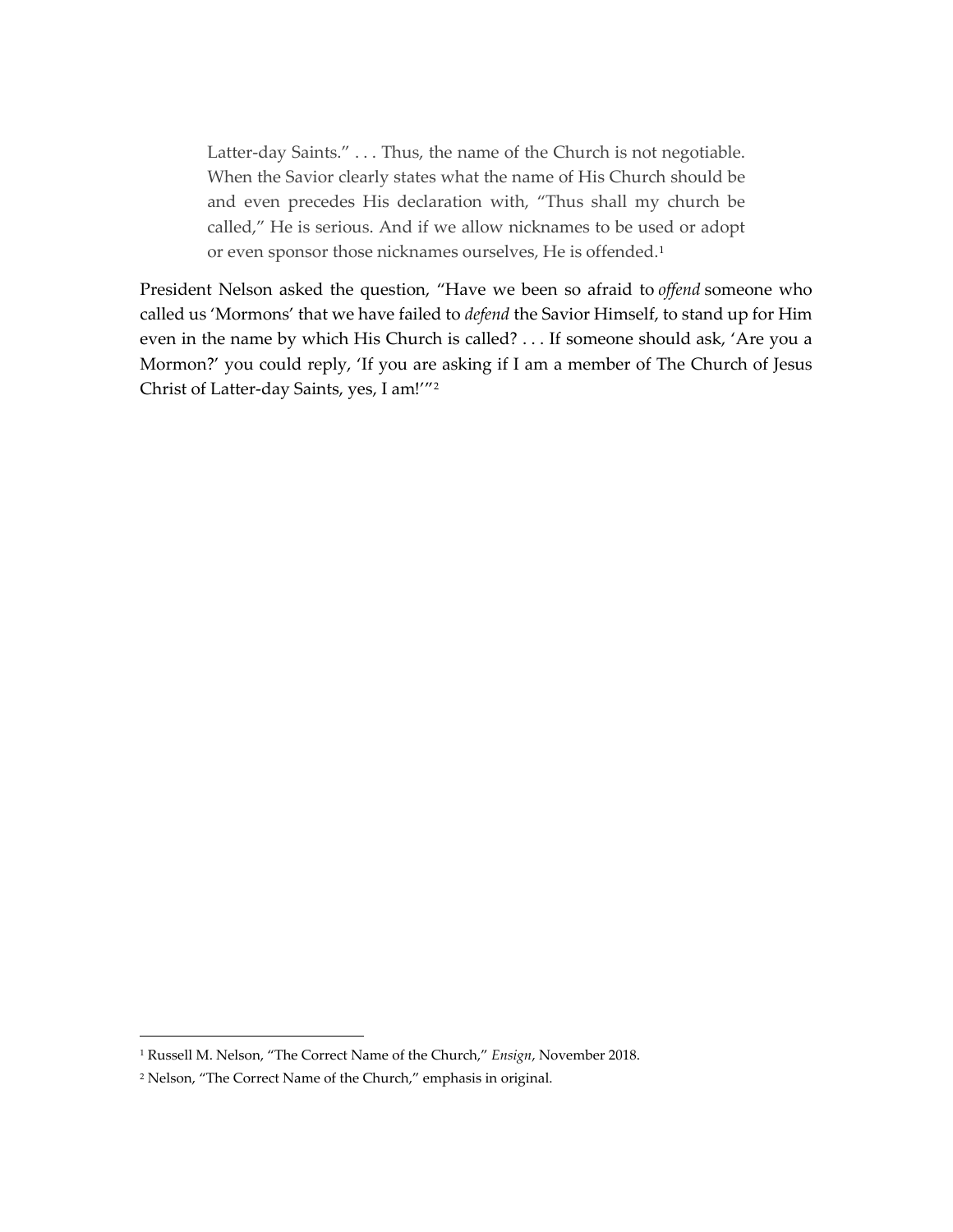> Latter-day Saints." . . . Thus, the name of the Church is not negotiable. When the Savior clearly states what the name of His Church should be and even precedes His declaration with, "Thus shall my church be called," He is serious. And if we allow nicknames to be used or adopt or even sponsor those nicknames ourselves, He is offended.[1]

President Nelson asked the question, "Have we been so afraid to *offend* someone who called us 'Mormons' that we have failed to *defend* the Savior Himself, to stand up for Him even in the name by which His Church is called? . . . If someone should ask, 'Are you a Mormon?' you could reply, 'If you are asking if I am a member of The Church of Jesus Christ of Latter-day Saints, yes, I am!'"[2]

---

[1] Russell M. Nelson, "The Correct Name of the Church," *Ensign*, November 2018.

[2] Nelson, "The Correct Name of the Church," emphasis in original.